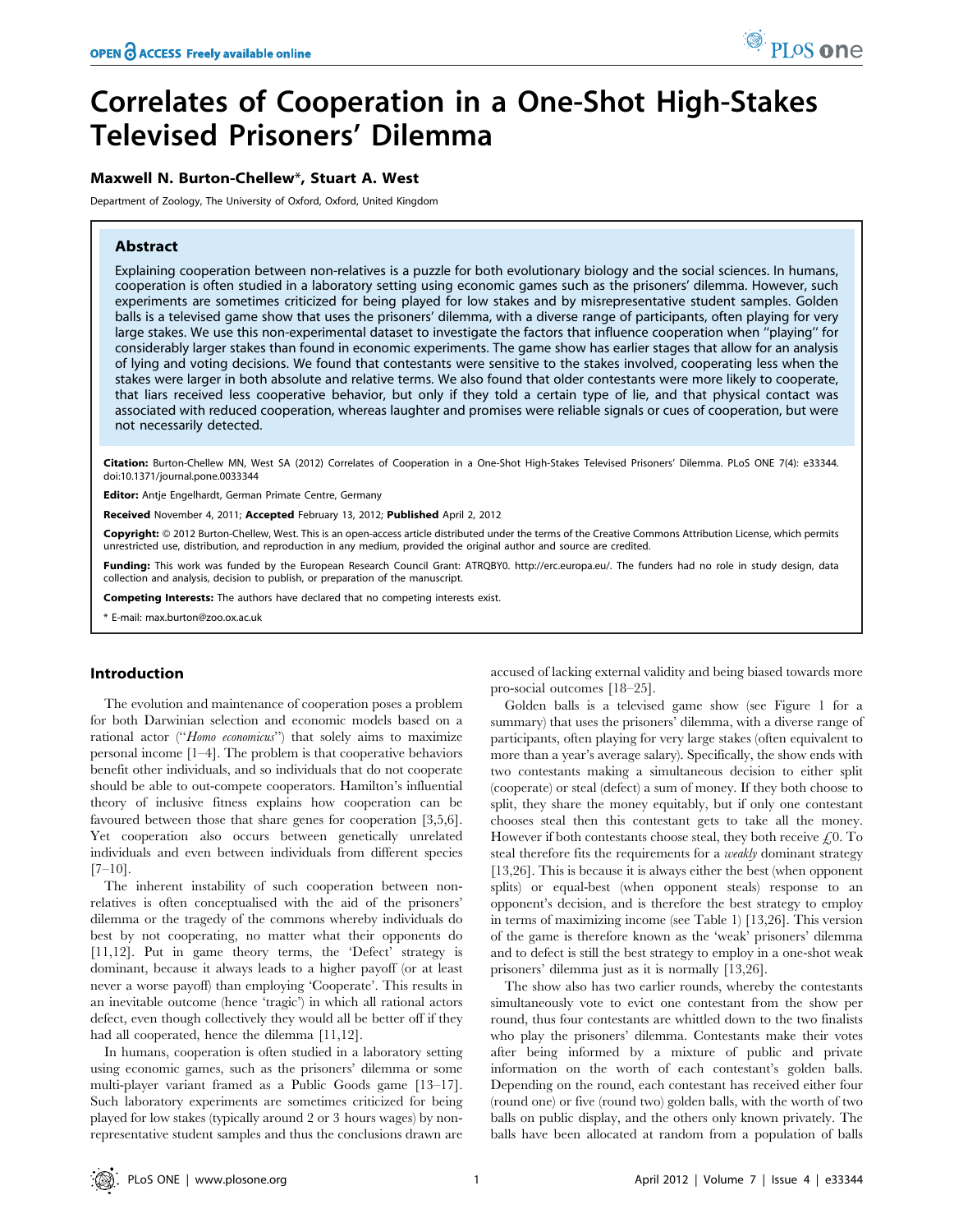# Correlates of Cooperation in a One-Shot High-Stakes Televised Prisoners' Dilemma

**Maxwell N. Burton-Chellew*, Stuart A. West**

Department of Zoology, The University of Oxford, Oxford, United Kingdom

## Abstract

Explaining cooperation between non-relatives is a puzzle for both evolutionary biology and the social sciences. In humans, cooperation is often studied in a laboratory setting using economic games such as the prisoners' dilemma. However, such experiments are sometimes criticized for being played for low stakes and by misrepresentative student samples. Golden balls is a televised game show that uses the prisoners' dilemma, with a diverse range of participants, often playing for very large stakes. We use this non-experimental dataset to investigate the factors that influence cooperation when "playing" for considerably larger stakes than found in economic experiments. The game show has earlier stages that allow for an analysis of lying and voting decisions. We found that contestants were sensitive to the stakes involved, cooperating less when the stakes were larger in both absolute and relative terms. We also found that older contestants were more likely to cooperate, that liars received less cooperative behavior, but only if they told a certain type of lie, and that physical contact was associated with reduced cooperation, whereas laughter and promises were reliable signals or cues of cooperation, but were not necessarily detected.

**Citation:** Burton-Chellew MN, West SA (2012) Correlates of Cooperation in a One-Shot High-Stakes Televised Prisoners' Dilemma. PLoS ONE 7(4): e33344. doi:10.1371/journal.pone.0033344

**Editor:** Antje Engelhardt, German Primate Centre, Germany

**Received** November 4, 2011; **Accepted** February 13, 2012; **Published** April 2, 2012

**Copyright:** © 2012 Burton-Chellew, West. This is an open-access article distributed under the terms of the Creative Commons Attribution License, which permits unrestricted use, distribution, and reproduction in any medium, provided the original author and source are credited.

**Funding:** This work was funded by the European Research Council Grant: ATRQBY0. http://erc.europa.eu/. The funders had no role in study design, data collection and analysis, decision to publish, or preparation of the manuscript.

**Competing Interests:** The authors have declared that no competing interests exist.

\* E-mail: max.burton@zoo.ox.ac.uk

## Introduction

The evolution and maintenance of cooperation poses a problem for both Darwinian selection and economic models based on a rational actor ("*Homo economicus*") that solely aims to maximize personal income [1–4]. The problem is that cooperative behaviors benefit other individuals, and so individuals that do not cooperate should be able to out-compete cooperators. Hamilton's influential theory of inclusive fitness explains how cooperation can be favoured between those that share genes for cooperation [3,5,6]. Yet cooperation also occurs between genetically unrelated individuals and even between individuals from different species [7–10].

The inherent instability of such cooperation between non-relatives is often conceptualised with the aid of the prisoners' dilemma or the tragedy of the commons whereby individuals do best by not cooperating, no matter what their opponents do [11,12]. Put in game theory terms, the 'Defect' strategy is dominant, because it always leads to a higher payoff (or at least never a worse payoff) than employing 'Cooperate'. This results in an inevitable outcome (hence 'tragic') in which all rational actors defect, even though collectively they would all be better off if they had all cooperated, hence the dilemma [11,12].

In humans, cooperation is often studied in a laboratory setting using economic games, such as the prisoners' dilemma or some multi-player variant framed as a Public Goods game [13–17]. Such laboratory experiments are sometimes criticized for being played for low stakes (typically around 2 or 3 hours wages) by non-representative student samples and thus the conclusions drawn are accused of lacking external validity and being biased towards more pro-social outcomes [18–25].

Golden balls is a televised game show (see Figure 1 for a summary) that uses the prisoners' dilemma, with a diverse range of participants, often playing for very large stakes (often equivalent to more than a year's average salary). Specifically, the show ends with two contestants making a simultaneous decision to either split (cooperate) or steal (defect) a sum of money. If they both choose to split, they share the money equitably, but if only one contestant chooses steal then this contestant gets to take all the money. However if both contestants choose steal, they both receive £0. To steal therefore fits the requirements for a *weakly* dominant strategy [13,26]. This is because it is always either the best (when opponent splits) or equal-best (when opponent steals) response to an opponent's decision, and is therefore the best strategy to employ in terms of maximizing income (see Table 1) [13,26]. This version of the game is therefore known as the 'weak' prisoners' dilemma and to defect is still the best strategy to employ in a one-shot weak prisoners' dilemma just as it is normally [13,26].

The show also has two earlier rounds, whereby the contestants simultaneously vote to evict one contestant from the show per round, thus four contestants are whittled down to the two finalists who play the prisoners' dilemma. Contestants make their votes after being informed by a mixture of public and private information on the worth of each contestant's golden balls. Depending on the round, each contestant has received either four (round one) or five (round two) golden balls, with the worth of two balls on public display, and the others only known privately. The balls have been allocated at random from a population of balls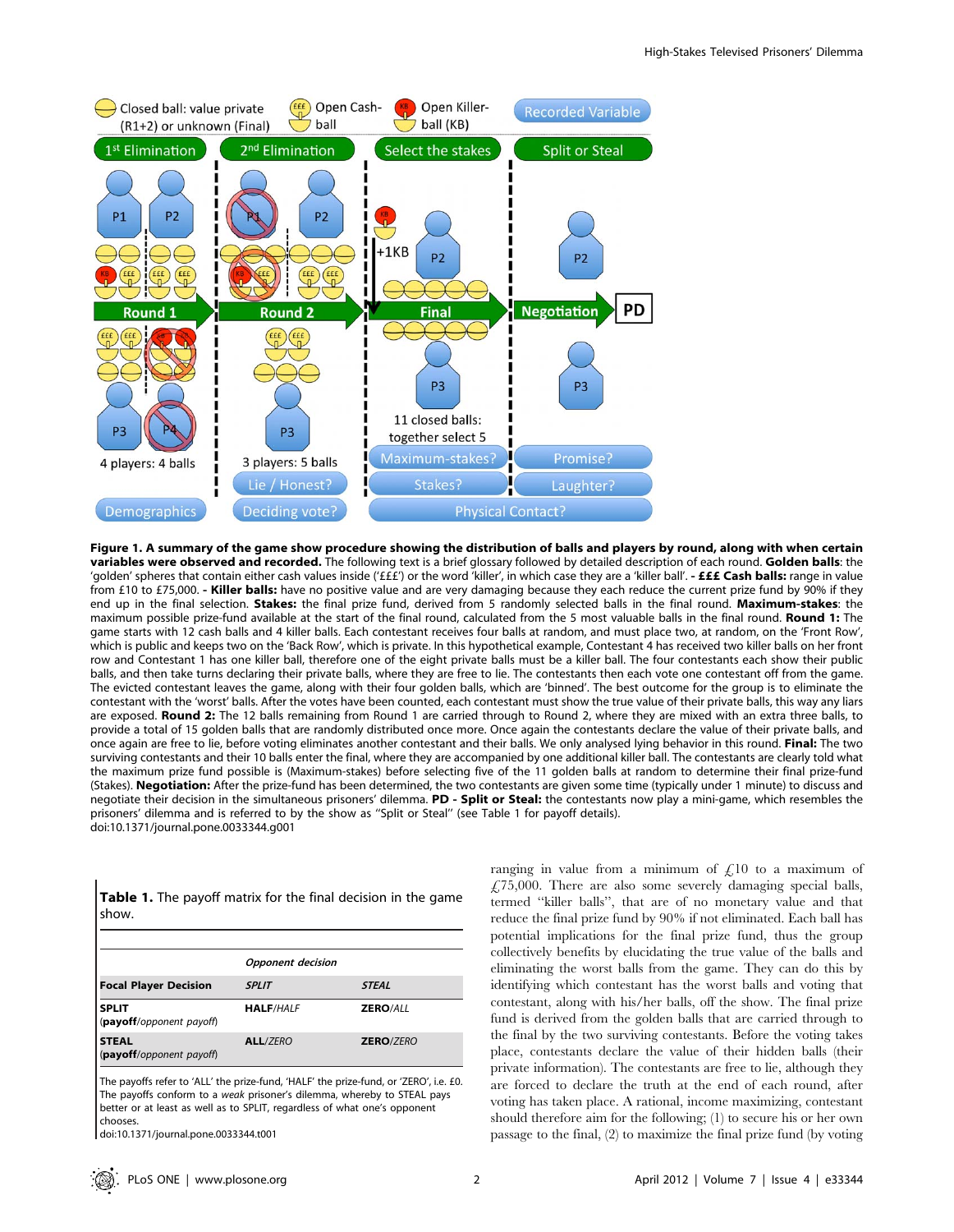**Figure 1. A summary of the game show procedure showing the distribution of balls and players by round, along with when certain variables were observed and recorded.** The following text is a brief glossary followed by detailed description of each round. **Golden balls**: the 'golden' spheres that contain either cash values inside ('£££') or the word 'killer', in which case they are a 'killer ball'. **- £££ Cash balls:** range in value from £10 to £75,000. **- Killer balls:** have no positive value and are very damaging because they each reduce the current prize fund by 90% if they end up in the final selection. **Stakes:** the final prize fund, derived from 5 randomly selected balls in the final round. **Maximum-stakes**: the maximum possible prize-fund available at the start of the final round, calculated from the 5 most valuable balls in the final round. **Round 1:** The game starts with 12 cash balls and 4 killer balls. Each contestant receives four balls at random, and must place two, at random, on the 'Front Row', which is public and keeps two on the 'Back Row', which is private. In this hypothetical example, Contestant 4 has received two killer balls on her front row and Contestant 1 has one killer ball, therefore one of the eight private balls must be a killer ball. The four contestants each show their public balls, and then take turns declaring their private balls, where they are free to lie. The contestants then each vote one contestant off from the game. The evicted contestant leaves the game, along with their four golden balls, which are 'binned'. The best outcome for the group is to eliminate the contestant with the 'worst' balls. After the votes have been counted, each contestant must show the true value of their private balls, this way any liars are exposed. **Round 2:** The 12 balls remaining from Round 1 are carried through to Round 2, where they are mixed with an extra three balls, to provide a total of 15 golden balls that are randomly distributed once more. Once again the contestants declare the value of their private balls, and once again are free to lie, before voting eliminates another contestant and their balls. We only analysed lying behavior in this round. **Final:** The two surviving contestants and their 10 balls enter the final, where they are accompanied by one additional killer ball. The contestants are clearly told what the maximum prize fund possible is (Maximum-stakes) before selecting five of the 11 golden balls at random to determine their final prize-fund (Stakes). **Negotiation:** After the prize-fund has been determined, the two contestants are given some time (typically under 1 minute) to discuss and negotiate their decision in the simultaneous prisoners' dilemma. **PD - Split or Steal:** the contestants now play a mini-game, which resembles the prisoners' dilemma and is referred to by the show as "Split or Steal" (see Table 1 for payoff details).
doi:10.1371/journal.pone.0033344.g001

**Table 1.** The payoff matrix for the final decision in the game show.

| | *Opponent decision* | |
|---|---|---|
| **Focal Player Decision** | *SPLIT* | *STEAL* |
| **SPLIT** (**payoff**/*opponent payoff*) | **HALF**/*HALF* | **ZERO**/*ALL* |
| **STEAL** (**payoff**/*opponent payoff*) | **ALL**/*ZERO* | **ZERO**/*ZERO* |

The payoffs refer to 'ALL' the prize-fund, 'HALF' the prize-fund, or 'ZERO', i.e. £0. The payoffs conform to a *weak* prisoner's dilemma, whereby to STEAL pays better or at least as well as to SPLIT, regardless of what one's opponent chooses.
doi:10.1371/journal.pone.0033344.t001

ranging in value from a minimum of £10 to a maximum of £75,000. There are also some severely damaging special balls, termed "killer balls", that are of no monetary value and that reduce the final prize fund by 90% if not eliminated. Each ball has potential implications for the final prize fund, thus the group collectively benefits by elucidating the true value of the balls and eliminating the worst balls from the game. They can do this by identifying which contestant has the worst balls and voting that contestant, along with his/her balls, off the show. The final prize fund is derived from the golden balls that are carried through to the final by the two surviving contestants. Before the voting takes place, contestants declare the value of their hidden balls (their private information). The contestants are free to lie, although they are forced to declare the truth at the end of each round, after voting has taken place. A rational, income maximizing, contestant should therefore aim for the following; (1) to secure his or her own passage to the final, (2) to maximize the final prize fund (by voting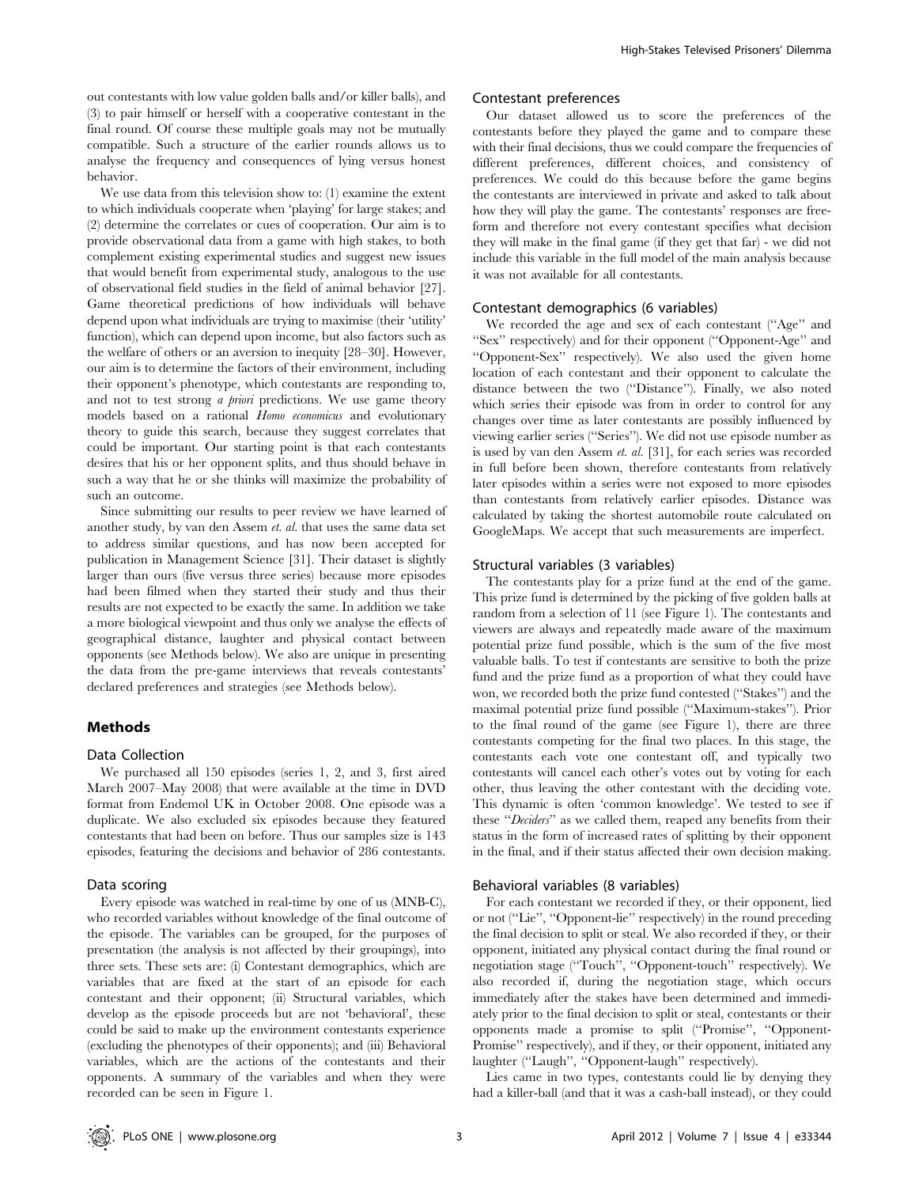out contestants with low value golden balls and/or killer balls), and (3) to pair himself or herself with a cooperative contestant in the final round. Of course these multiple goals may not be mutually compatible. Such a structure of the earlier rounds allows us to analyse the frequency and consequences of lying versus honest behavior.

We use data from this television show to: (1) examine the extent to which individuals cooperate when 'playing' for large stakes; and (2) determine the correlates or cues of cooperation. Our aim is to provide observational data from a game with high stakes, to both complement existing experimental studies and suggest new issues that would benefit from experimental study, analogous to the use of observational field studies in the field of animal behavior [27]. Game theoretical predictions of how individuals will behave depend upon what individuals are trying to maximise (their 'utility' function), which can depend upon income, but also factors such as the welfare of others or an aversion to inequity [28–30]. However, our aim is to determine the factors of their environment, including their opponent's phenotype, which contestants are responding to, and not to test strong *a priori* predictions. We use game theory models based on a rational *Homo economicus* and evolutionary theory to guide this search, because they suggest correlates that could be important. Our starting point is that each contestants desires that his or her opponent splits, and thus should behave in such a way that he or she thinks will maximize the probability of such an outcome.

Since submitting our results to peer review we have learned of another study, by van den Assem *et. al.* that uses the same data set to address similar questions, and has now been accepted for publication in Management Science [31]. Their dataset is slightly larger than ours (five versus three series) because more episodes had been filmed when they started their study and thus their results are not expected to be exactly the same. In addition we take a more biological viewpoint and thus only we analyse the effects of geographical distance, laughter and physical contact between opponents (see Methods below). We also are unique in presenting the data from the pre-game interviews that reveals contestants' declared preferences and strategies (see Methods below).

## Methods

### Data Collection

We purchased all 150 episodes (series 1, 2, and 3, first aired March 2007–May 2008) that were available at the time in DVD format from Endemol UK in October 2008. One episode was a duplicate. We also excluded six episodes because they featured contestants that had been on before. Thus our samples size is 143 episodes, featuring the decisions and behavior of 286 contestants.

### Data scoring

Every episode was watched in real-time by one of us (MNB-C), who recorded variables without knowledge of the final outcome of the episode. The variables can be grouped, for the purposes of presentation (the analysis is not affected by their groupings), into three sets. These sets are: (i) Contestant demographics, which are variables that are fixed at the start of an episode for each contestant and their opponent; (ii) Structural variables, which develop as the episode proceeds but are not 'behavioral', these could be said to make up the environment contestants experience (excluding the phenotypes of their opponents); and (iii) Behavioral variables, which are the actions of the contestants and their opponents. A summary of the variables and when they were recorded can be seen in Figure 1.

### Contestant preferences

Our dataset allowed us to score the preferences of the contestants before they played the game and to compare these with their final decisions, thus we could compare the frequencies of different preferences, different choices, and consistency of preferences. We could do this because before the game begins the contestants are interviewed in private and asked to talk about how they will play the game. The contestants' responses are free-form and therefore not every contestant specifies what decision they will make in the final game (if they get that far) - we did not include this variable in the full model of the main analysis because it was not available for all contestants.

### Contestant demographics (6 variables)

We recorded the age and sex of each contestant ("Age" and "Sex" respectively) and for their opponent ("Opponent-Age" and "Opponent-Sex" respectively). We also used the given home location of each contestant and their opponent to calculate the distance between the two ("Distance"). Finally, we also noted which series their episode was from in order to control for any changes over time as later contestants are possibly influenced by viewing earlier series ("Series"). We did not use episode number as is used by van den Assem *et. al.* [31], for each series was recorded in full before been shown, therefore contestants from relatively later episodes within a series were not exposed to more episodes than contestants from relatively earlier episodes. Distance was calculated by taking the shortest automobile route calculated on GoogleMaps. We accept that such measurements are imperfect.

### Structural variables (3 variables)

The contestants play for a prize fund at the end of the game. This prize fund is determined by the picking of five golden balls at random from a selection of 11 (see Figure 1). The contestants and viewers are always and repeatedly made aware of the maximum potential prize fund possible, which is the sum of the five most valuable balls. To test if contestants are sensitive to both the prize fund and the prize fund as a proportion of what they could have won, we recorded both the prize fund contested ("Stakes") and the maximal potential prize fund possible ("Maximum-stakes"). Prior to the final round of the game (see Figure 1), there are three contestants competing for the final two places. In this stage, the contestants each vote one contestant off, and typically two contestants will cancel each other's votes out by voting for each other, thus leaving the other contestant with the deciding vote. This dynamic is often 'common knowledge'. We tested to see if these "*Deciders*" as we called them, reaped any benefits from their status in the form of increased rates of splitting by their opponent in the final, and if their status affected their own decision making.

### Behavioral variables (8 variables)

For each contestant we recorded if they, or their opponent, lied or not ("Lie", "Opponent-lie" respectively) in the round preceding the final decision to split or steal. We also recorded if they, or their opponent, initiated any physical contact during the final round or negotiation stage ("Touch", "Opponent-touch" respectively). We also recorded if, during the negotiation stage, which occurs immediately after the stakes have been determined and immediately prior to the final decision to split or steal, contestants or their opponents made a promise to split ("Promise", "Opponent-Promise" respectively), and if they, or their opponent, initiated any laughter ("Laugh", "Opponent-laugh" respectively).

Lies came in two types, contestants could lie by denying they had a killer-ball (and that it was a cash-ball instead), or they could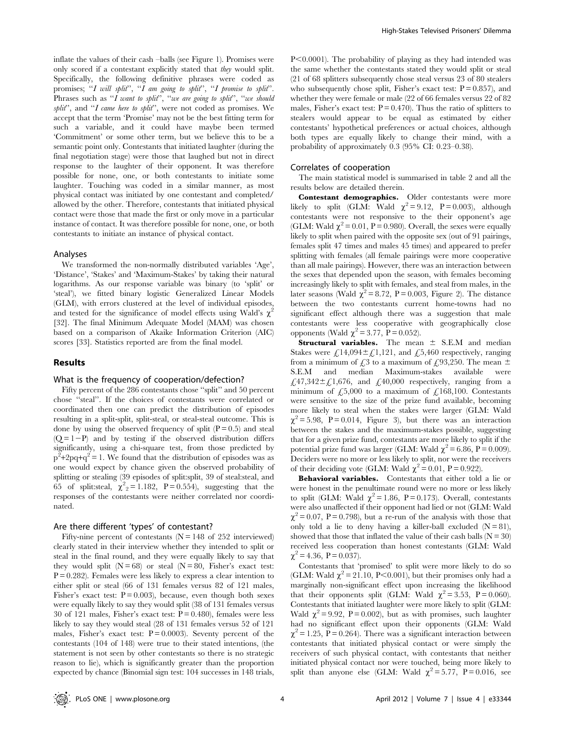inflate the values of their cash –balls (see Figure 1). Promises were only scored if a contestant explicitly stated that *they* would split. Specifically, the following definitive phrases were coded as promises; "*I will split*", "*I am going to split*", "*I promise to split*". Phrases such as "*I want to split*", "*we are going to split*", "*we should split*", and "*I came here to split*", were not coded as promises. We accept that the term 'Promise' may not be the best fitting term for such a variable, and it could have maybe been termed 'Commitment' or some other term, but we believe this to be a semantic point only. Contestants that initiated laughter (during the final negotiation stage) were those that laughed but not in direct response to the laughter of their opponent. It was therefore possible for none, one, or both contestants to initiate some laughter. Touching was coded in a similar manner, as most physical contact was initiated by one contestant and completed/allowed by the other. Therefore, contestants that initiated physical contact were those that made the first or only move in a particular instance of contact. It was therefore possible for none, one, or both contestants to initiate an instance of physical contact.

### Analyses

We transformed the non-normally distributed variables 'Age', 'Distance', 'Stakes' and 'Maximum-Stakes' by taking their natural logarithms. As our response variable was binary (to 'split' or 'steal'), we fitted binary logistic Generalized Linear Models (GLM), with errors clustered at the level of individual episodes, and tested for the significance of model effects using Wald's $\chi^2$ [32]. The final Minimum Adequate Model (MAM) was chosen based on a comparison of Akaike Information Criterion (AIC) scores [33]. Statistics reported are from the final model.

## Results

### What is the frequency of cooperation/defection?

Fifty percent of the 286 contestants chose "split" and 50 percent chose "steal". If the choices of contestants were correlated or coordinated then one can predict the distribution of episodes resulting in a split-split, split-steal, or steal-steal outcome. This is done by using the observed frequency of split ($P = 0.5$) and steal ($Q = 1-P$) and by testing if the observed distribution differs significantly, using a chi-square test, from those predicted by $p^2+2pq+q^2 = 1$. We found that the distribution of episodes was as one would expect by chance given the observed probability of splitting or stealing (39 episodes of split:split, 39 of steal:steal, and 65 of split:steal, $\chi^2_2 = 1.182$, $P = 0.554$), suggesting that the responses of the contestants were neither correlated nor coordinated.

### Are there different 'types' of contestant?

Fifty-nine percent of contestants (N = 148 of 252 interviewed) clearly stated in their interview whether they intended to split or steal in the final round, and they were equally likely to say that they would split (N = 68) or steal (N = 80, Fisher's exact test: $P = 0.282$). Females were less likely to express a clear intention to either split or steal (66 of 131 females versus 82 of 121 males, Fisher's exact test: $P = 0.003$), because, even though both sexes were equally likely to say they would split (38 of 131 females versus 30 of 121 males, Fisher's exact test: $P = 0.480$), females were less likely to say they would steal (28 of 131 females versus 52 of 121 males, Fisher's exact test: $P = 0.0003$). Seventy percent of the contestants (104 of 148) were true to their stated intentions, (the statement is not seen by other contestants so there is no strategic reason to lie), which is significantly greater than the proportion expected by chance (Binomial sign test: 104 successes in 148 trials, $P < 0.0001$). The probability of playing as they had intended was the same whether the contestants stated they would split or steal (21 of 68 splitters subsequently chose steal versus 23 of 80 stealers who subsequently chose split, Fisher's exact test: $P = 0.857$), and whether they were female or male (22 of 66 females versus 22 of 82 males, Fisher's exact test: $P = 0.470$). Thus the ratio of splitters to stealers would appear to be equal as estimated by either contestants' hypothetical preferences or actual choices, although both types are equally likely to change their mind, with a probability of approximately 0.3 (95% CI: 0.23–0.38).

### Correlates of cooperation

The main statistical model is summarised in table 2 and all the results below are detailed therein.

**Contestant demographics.** Older contestants were more likely to split (GLM: Wald $\chi^2 = 9.12$, $P = 0.003$), although contestants were not responsive to the their opponent's age (GLM: Wald $\chi^2 = 0.01$, $P = 0.980$). Overall, the sexes were equally likely to split when paired with the opposite sex (out of 91 pairings, females split 47 times and males 45 times) and appeared to prefer splitting with females (all female pairings were more cooperative than all male pairings). However, there was an interaction between the sexes that depended upon the season, with females becoming increasingly likely to split with females, and steal from males, in the later seasons (Wald $\chi^2 = 8.72$, $P = 0.003$, Figure 2). The distance between the two contestants current home-towns had no significant effect although there was a suggestion that male contestants were less cooperative with geographically close opponents (Wald $\chi^2 = 3.77$, $P = 0.052$).

**Structural variables.** The mean ± S.E.M and median Stakes were £14,094±£1,121, and £5,460 respectively, ranging from a minimum of £3 to a maximum of £93,250. The mean ± S.E.M and median Maximum-stakes available were £47,342±£1,676, and £40,000 respectively, ranging from a minimum of £5,000 to a maximum of £168,100. Contestants were sensitive to the size of the prize fund available, becoming more likely to steal when the stakes were larger (GLM: Wald $\chi^2 = 5.98$, $P = 0.014$, Figure 3), but there was an interaction between the stakes and the maximum-stakes possible, suggesting that for a given prize fund, contestants are more likely to split if the potential prize fund was larger (GLM: Wald $\chi^2 = 6.86$, $P = 0.009$). Deciders were no more or less likely to split, nor were the receivers of their deciding vote (GLM: Wald $\chi^2 = 0.01$, $P = 0.922$).

**Behavioral variables.** Contestants that either told a lie or were honest in the penultimate round were no more or less likely to split (GLM: Wald $\chi^2 = 1.86$, $P = 0.173$). Overall, contestants were also unaffected if their opponent had lied or not (GLM: Wald $\chi^2 = 0.07$, $P = 0.798$), but a re-run of the analysis with those that only told a lie to deny having a killer-ball excluded (N = 81), showed that those that inflated the value of their cash balls (N = 30) received less cooperation than honest contestants (GLM: Wald $\chi^2 = 4.36$, $P = 0.037$).

Contestants that 'promised' to split were more likely to do so (GLM: Wald $\chi^2 = 21.10$, $P < 0.001$), but their promises only had a marginally non-significant effect upon increasing the likelihood that their opponents split (GLM: Wald $\chi^2 = 3.53$, $P = 0.060$). Contestants that initiated laughter were more likely to split (GLM: Wald $\chi^2 = 9.92$, $P = 0.002$), but as with promises, such laughter had no significant effect upon their opponents (GLM: Wald $\chi^2 = 1.25$, $P = 0.264$). There was a significant interaction between contestants that initiated physical contact or were simply the receivers of such physical contact, with contestants that neither initiated physical contact nor were touched, being more likely to split than anyone else (GLM: Wald $\chi^2 = 5.77$, $P = 0.016$, see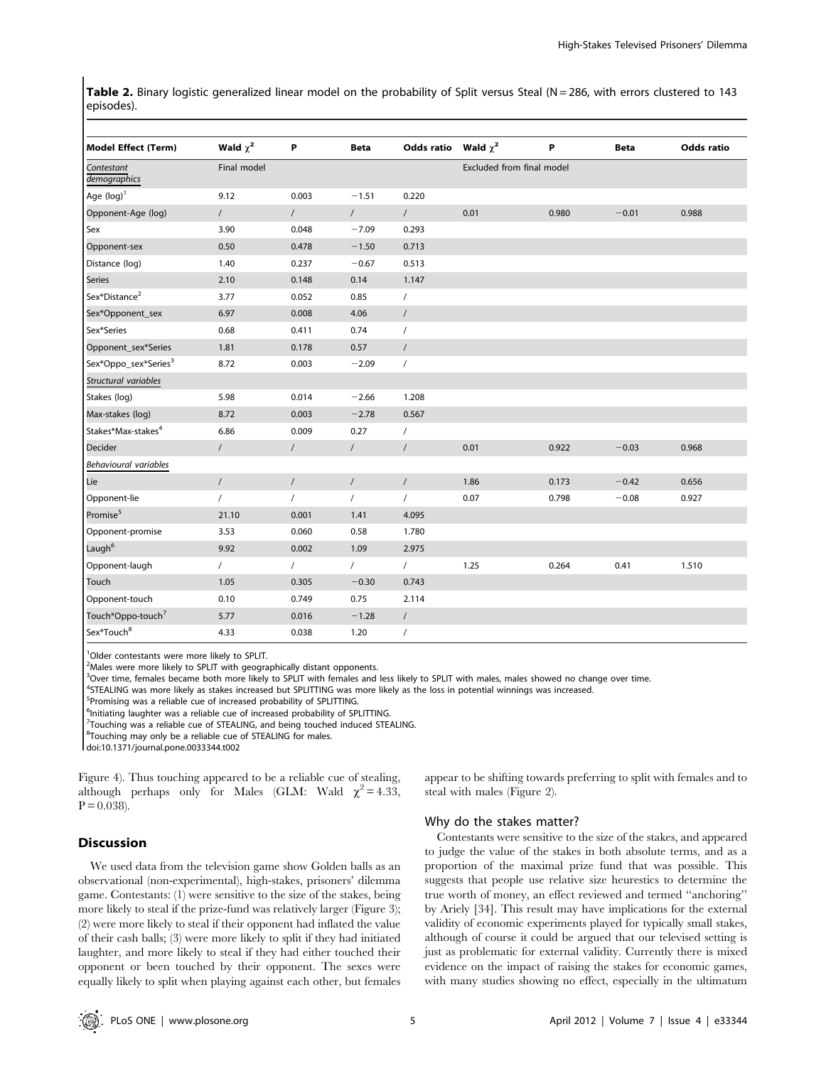**Table 2.** Binary logistic generalized linear model on the probability of Split versus Steal (N = 286, with errors clustered to 143 episodes).

| Model Effect (Term) | Wald $\chi^2$ | P | Beta | Odds ratio | Wald $\chi^2$ | P | Beta | Odds ratio |
|---|---|---|---|---|---|---|---|---|
| *Contestant demographics* | Final model | | | | Excluded from final model | | | |
| Age (log)[1] | 9.12 | 0.003 | −1.51 | 0.220 | | | | |
| Opponent-Age (log) | / | / | / | / | 0.01 | 0.980 | −0.01 | 0.988 |
| Sex | 3.90 | 0.048 | −7.09 | 0.293 | | | | |
| Opponent-sex | 0.50 | 0.478 | −1.50 | 0.713 | | | | |
| Distance (log) | 1.40 | 0.237 | −0.67 | 0.513 | | | | |
| Series | 2.10 | 0.148 | 0.14 | 1.147 | | | | |
| Sex*Distance[2] | 3.77 | 0.052 | 0.85 | / | | | | |
| Sex*Opponent_sex | 6.97 | 0.008 | 4.06 | / | | | | |
| Sex*Series | 0.68 | 0.411 | 0.74 | / | | | | |
| Opponent_sex*Series | 1.81 | 0.178 | 0.57 | / | | | | |
| Sex*Oppo_sex*Series[3] | 8.72 | 0.003 | −2.09 | / | | | | |
| *Structural variables* | | | | | | | | |
| Stakes (log) | 5.98 | 0.014 | −2.66 | 1.208 | | | | |
| Max-stakes (log) | 8.72 | 0.003 | −2.78 | 0.567 | | | | |
| Stakes*Max-stakes[4] | 6.86 | 0.009 | 0.27 | / | | | | |
| Decider | / | / | / | / | 0.01 | 0.922 | −0.03 | 0.968 |
| *Behavioural variables* | | | | | | | | |
| Lie | / | / | / | / | 1.86 | 0.173 | −0.42 | 0.656 |
| Opponent-lie | / | / | / | / | 0.07 | 0.798 | −0.08 | 0.927 |
| Promise[5] | 21.10 | 0.001 | 1.41 | 4.095 | | | | |
| Opponent-promise | 3.53 | 0.060 | 0.58 | 1.780 | | | | |
| Laugh[6] | 9.92 | 0.002 | 1.09 | 2.975 | | | | |
| Opponent-laugh | / | / | / | / | 1.25 | 0.264 | 0.41 | 1.510 |
| Touch | 1.05 | 0.305 | −0.30 | 0.743 | | | | |
| Opponent-touch | 0.10 | 0.749 | 0.75 | 2.114 | | | | |
| Touch*Oppo-touch[7] | 5.77 | 0.016 | −1.28 | / | | | | |
| Sex*Touch[8] | 4.33 | 0.038 | 1.20 | / | | | | |

[1]Older contestants were more likely to SPLIT.
[2]Males were more likely to SPLIT with geographically distant opponents.
[3]Over time, females became both more likely to SPLIT with females and less likely to SPLIT with males, males showed no change over time.
[4]STEALING was more likely as stakes increased but SPLITTING was more likely as the loss in potential winnings was increased.
[5]Promising was a reliable cue of increased probability of SPLITTING.
[6]Initiating laughter was a reliable cue of increased probability of SPLITTING.
[7]Touching was a reliable cue of STEALING, and being touched induced STEALING.
[8]Touching may only be a reliable cue of STEALING for males.
doi:10.1371/journal.pone.0033344.t002

Figure 4). Thus touching appeared to be a reliable cue of stealing, although perhaps only for Males (GLM: Wald $\chi^2 = 4.33$, $P = 0.038$).

## Discussion

We used data from the television game show Golden balls as an observational (non-experimental), high-stakes, prisoners' dilemma game. Contestants: (1) were sensitive to the size of the stakes, being more likely to steal if the prize-fund was relatively larger (Figure 3); (2) were more likely to steal if their opponent had inflated the value of their cash balls; (3) were more likely to split if they had initiated laughter, and more likely to steal if they had either touched their opponent or been touched by their opponent. The sexes were equally likely to split when playing against each other, but females appear to be shifting towards preferring to split with females and to steal with males (Figure 2).

### Why do the stakes matter?

Contestants were sensitive to the size of the stakes, and appeared to judge the value of the stakes in both absolute terms, and as a proportion of the maximal prize fund that was possible. This suggests that people use relative size heuristics to determine the true worth of money, an effect reviewed and termed "anchoring" by Ariely [34]. This result may have implications for the external validity of economic experiments played for typically small stakes, although of course it could be argued that our televised setting is just as problematic for external validity. Currently there is mixed evidence on the impact of raising the stakes for economic games, with many studies showing no effect, especially in the ultimatum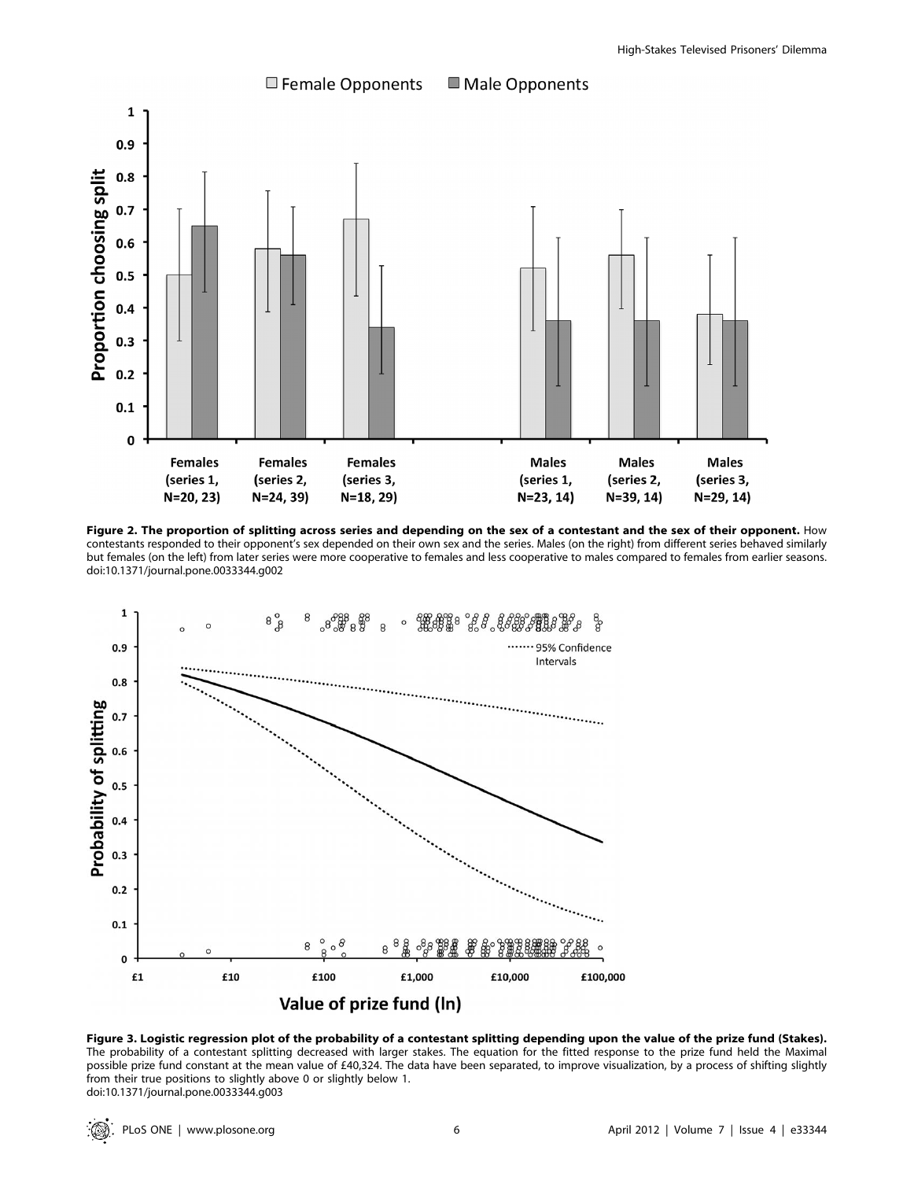**Figure 2. The proportion of splitting across series and depending on the sex of a contestant and the sex of their opponent.** How contestants responded to their opponent's sex depended on their own sex and the series. Males (on the right) from different series behaved similarly but females (on the left) from later series were more cooperative to females and less cooperative to males compared to females from earlier seasons.
doi:10.1371/journal.pone.0033344.g002

**Figure 3. Logistic regression plot of the probability of a contestant splitting depending upon the value of the prize fund (Stakes).** The probability of a contestant splitting decreased with larger stakes. The equation for the fitted response to the prize fund held the Maximal possible prize fund constant at the mean value of £40,324. The data have been separated, to improve visualization, by a process of shifting slightly from their true positions to slightly above 0 or slightly below 1.
doi:10.1371/journal.pone.0033344.g003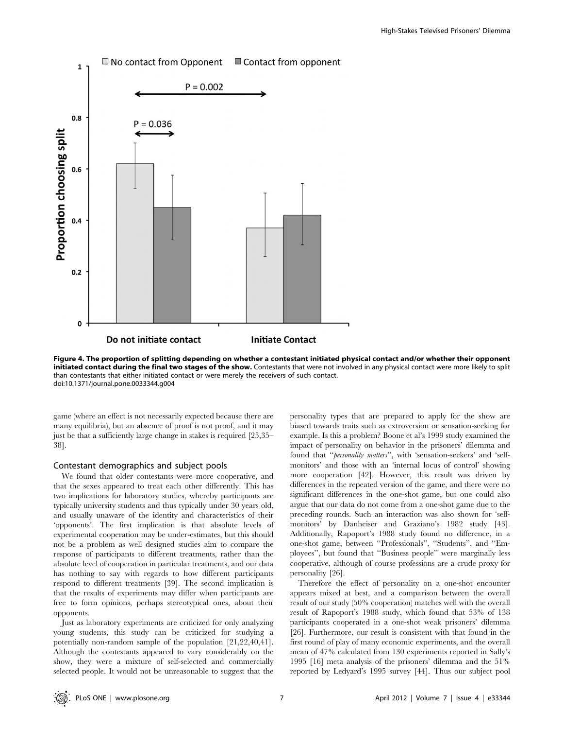**Figure 4. The proportion of splitting depending on whether a contestant initiated physical contact and/or whether their opponent initiated contact during the final two stages of the show.** Contestants that were not involved in any physical contact were more likely to split than contestants that either initiated contact or were merely the receivers of such contact.
doi:10.1371/journal.pone.0033344.g004

game (where an effect is not necessarily expected because there are many equilibria), but an absence of proof is not proof, and it may just be that a sufficiently large change in stakes is required [25,35–38].

## Contestant demographics and subject pools

We found that older contestants were more cooperative, and that the sexes appeared to treat each other differently. This has two implications for laboratory studies, whereby participants are typically university students and thus typically under 30 years old, and usually unaware of the identity and characteristics of their 'opponents'. The first implication is that absolute levels of experimental cooperation may be under-estimates, but this should not be a problem as well designed studies aim to compare the response of participants to different treatments, rather than the absolute level of cooperation in particular treatments, and our data has nothing to say with regards to how different participants respond to different treatments [39]. The second implication is that the results of experiments may differ when participants are free to form opinions, perhaps stereotypical ones, about their opponents.

Just as laboratory experiments are criticized for only analyzing young students, this study can be criticized for studying a potentially non-random sample of the population [21,22,40,41]. Although the contestants appeared to vary considerably on the show, they were a mixture of self-selected and commercially selected people. It would not be unreasonable to suggest that the personality types that are prepared to apply for the show are biased towards traits such as extroversion or sensation-seeking for example. Is this a problem? Boone et al's 1999 study examined the impact of personality on behavior in the prisoners' dilemma and found that "*personality matters*", with 'sensation-seekers' and 'self-monitors' and those with an 'internal locus of control' showing more cooperation [42]. However, this result was driven by differences in the repeated version of the game, and there were no significant differences in the one-shot game, but one could also argue that our data do not come from a one-shot game due to the preceding rounds. Such an interaction was also shown for 'self-monitors' by Danheiser and Graziano's 1982 study [43]. Additionally, Rapoport's 1988 study found no difference, in a one-shot game, between "Professionals", "Students", and "Employees", but found that "Business people" were marginally less cooperative, although of course professions are a crude proxy for personality [26].

Therefore the effect of personality on a one-shot encounter appears mixed at best, and a comparison between the overall result of our study (50% cooperation) matches well with the overall result of Rapoport's 1988 study, which found that 53% of 138 participants cooperated in a one-shot weak prisoners' dilemma [26]. Furthermore, our result is consistent with that found in the first round of play of many economic experiments, and the overall mean of 47% calculated from 130 experiments reported in Sally's 1995 [16] meta analysis of the prisoners' dilemma and the 51% reported by Ledyard's 1995 survey [44]. Thus our subject pool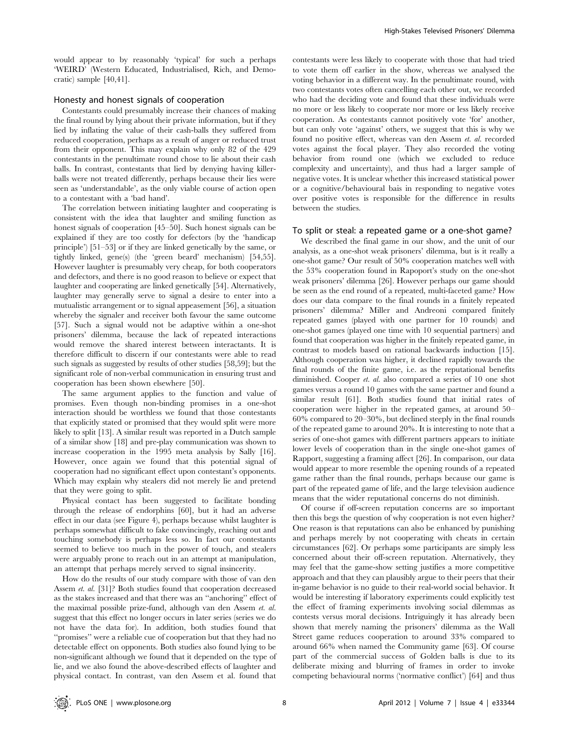would appear to by reasonably 'typical' for such a perhaps 'WEIRD' (Western Educated, Industrialised, Rich, and Democratic) sample [40,41].

## Honesty and honest signals of cooperation

Contestants could presumably increase their chances of making the final round by lying about their private information, but if they lied by inflating the value of their cash-balls they suffered from reduced cooperation, perhaps as a result of anger or reduced trust from their opponent. This may explain why only 82 of the 429 contestants in the penultimate round chose to lie about their cash balls. In contrast, contestants that lied by denying having killer-balls were not treated differently, perhaps because their lies were seen as 'understandable', as the only viable course of action open to a contestant with a 'bad hand'.

The correlation between initiating laughter and cooperating is consistent with the idea that laughter and smiling function as honest signals of cooperation [45–50]. Such honest signals can be explained if they are too costly for defectors (by the 'handicap principle') [51–53] or if they are linked genetically by the same, or tightly linked, gene(s) (the 'green beard' mechanism) [54,55]. However laughter is presumably very cheap, for both cooperators and defectors, and there is no good reason to believe or expect that laughter and cooperating are linked genetically [54]. Alternatively, laughter may generally serve to signal a desire to enter into a mutualistic arrangement or to signal appeasement [56], a situation whereby the signaler and receiver both favour the same outcome [57]. Such a signal would not be adaptive within a one-shot prisoners' dilemma, because the lack of repeated interactions would remove the shared interest between interactants. It is therefore difficult to discern if our contestants were able to read such signals as suggested by results of other studies [58,59]; but the significant role of non-verbal communication in ensuring trust and cooperation has been shown elsewhere [50].

The same argument applies to the function and value of promises. Even though non-binding promises in a one-shot interaction should be worthless we found that those contestants that explicitly stated or promised that they would split were more likely to split [13]. A similar result was reported in a Dutch sample of a similar show [18] and pre-play communication was shown to increase cooperation in the 1995 meta analysis by Sally [16]. However, once again we found that this potential signal of cooperation had no significant effect upon contestant's opponents. Which may explain why stealers did not merely lie and pretend that they were going to split.

Physical contact has been suggested to facilitate bonding through the release of endorphins [60], but it had an adverse effect in our data (see Figure 4), perhaps because whilst laughter is perhaps somewhat difficult to fake convincingly, reaching out and touching somebody is perhaps less so. In fact our contestants seemed to believe too much in the power of touch, and stealers were arguably prone to reach out in an attempt at manipulation, an attempt that perhaps merely served to signal insincerity.

How do the results of our study compare with those of van den Assem *et. al.* [31]? Both studies found that cooperation decreased as the stakes increased and that there was an "anchoring" effect of the maximal possible prize-fund, although van den Assem *et. al.* suggest that this effect no longer occurs in later series (series we do not have the data for). In addition, both studies found that "promises" were a reliable cue of cooperation but that they had no detectable effect on opponents. Both studies also found lying to be non-significant although we found that it depended on the type of lie, and we also found the above-described effects of laughter and physical contact. In contrast, van den Assem et al. found that contestants were less likely to cooperate with those that had tried to vote them off earlier in the show, whereas we analysed the voting behavior in a different way. In the penultimate round, with two contestants votes often cancelling each other out, we recorded who had the deciding vote and found that these individuals were no more or less likely to cooperate nor more or less likely receive cooperation. As contestants cannot positively vote 'for' another, but can only vote 'against' others, we suggest that this is why we found no positive effect, whereas van den Assem *et. al.* recorded votes against the focal player. They also recorded the voting behavior from round one (which we excluded to reduce complexity and uncertainty), and thus had a larger sample of negative votes. It is unclear whether this increased statistical power or a cognitive/behavioural bais in responding to negative votes over positive votes is responsible for the difference in results between the studies.

## To split or steal: a repeated game or a one-shot game?

We described the final game in our show, and the unit of our analysis, as a one-shot weak prisoners' dilemma, but is it really a one-shot game? Our result of 50% cooperation matches well with the 53% cooperation found in Rapoport's study on the one-shot weak prisoners' dilemma [26]. However perhaps our game should be seen as the end round of a repeated, multi-faceted game? How does our data compare to the final rounds in a finitely repeated prisoners' dilemma? Miller and Andreoni compared finitely repeated games (played with one partner for 10 rounds) and one-shot games (played one time with 10 sequential partners) and found that cooperation was higher in the finitely repeated game, in contrast to models based on rational backwards induction [15]. Although cooperation was higher, it declined rapidly towards the final rounds of the finite game, i.e. as the reputational benefits diminished. Cooper *et. al.* also compared a series of 10 one shot games versus a round 10 games with the same partner and found a similar result [61]. Both studies found that initial rates of cooperation were higher in the repeated games, at around 50–60% compared to 20–30%, but declined steeply in the final rounds of the repeated game to around 20%. It is interesting to note that a series of one-shot games with different partners appears to initiate lower levels of cooperation than in the single one-shot games of Rapport, suggesting a framing affect [26]. In comparison, our data would appear to more resemble the opening rounds of a repeated game rather than the final rounds, perhaps because our game is part of the repeated game of life, and the large television audience means that the wider reputational concerns do not diminish.

Of course if off-screen reputation concerns are so important then this begs the question of why cooperation is not even higher? One reason is that reputations can also be enhanced by punishing and perhaps merely by not cooperating with cheats in certain circumstances [62]. Or perhaps some participants are simply less concerned about their off-screen reputation. Alternatively, they may feel that the game-show setting justifies a more competitive approach and that they can plausibly argue to their peers that their in-game behavior is no guide to their real-world social behavior. It would be interesting if laboratory experiments could explicitly test the effect of framing experiments involving social dilemmas as contests versus moral decisions. Intriguingly it has already been shown that merely naming the prisoners' dilemma as the Wall Street game reduces cooperation to around 33% compared to around 66% when named the Community game [63]. Of course part of the commercial success of Golden balls is due to its deliberate mixing and blurring of frames in order to invoke competing behavioural norms ('normative conflict') [64] and thus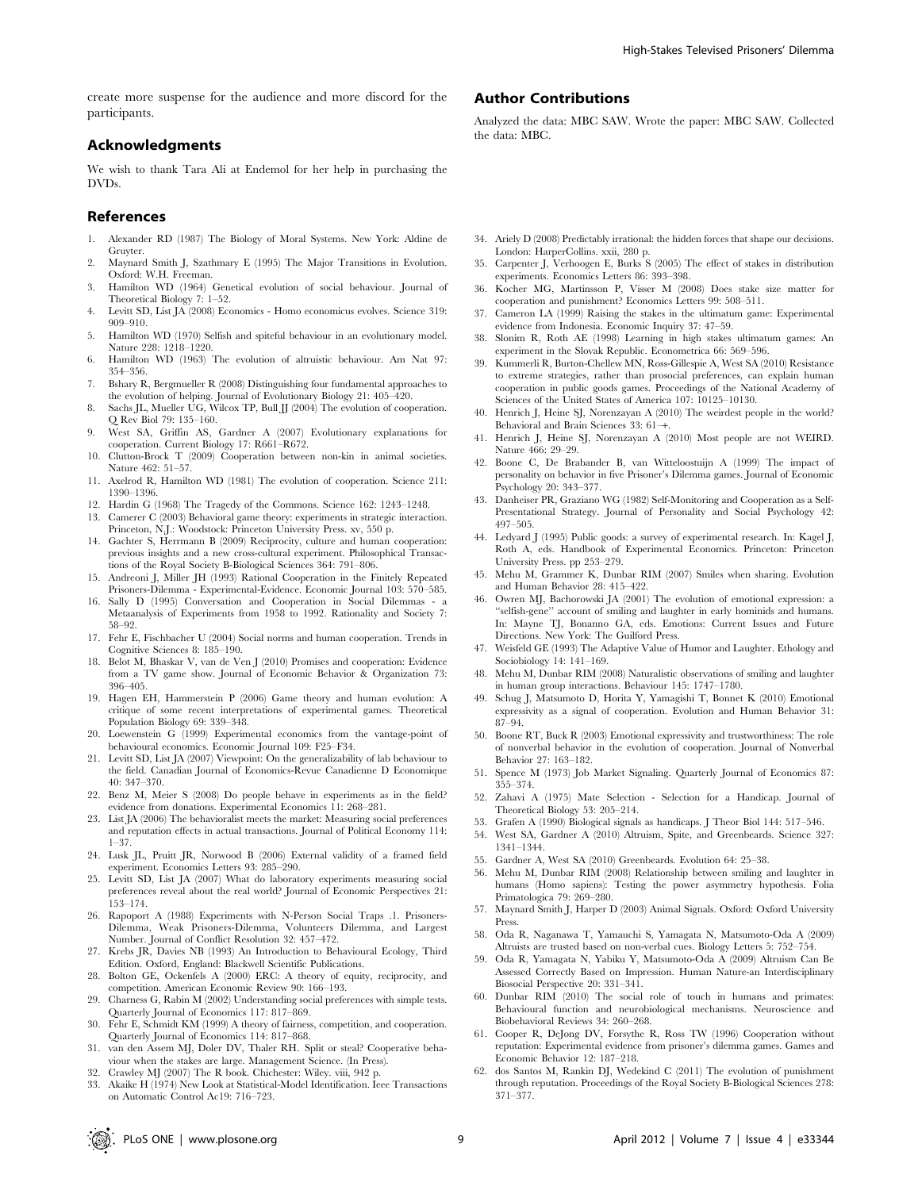create more suspense for the audience and more discord for the participants.

## Acknowledgments

We wish to thank Tara Ali at Endemol for her help in purchasing the DVDs.

## Author Contributions

Analyzed the data: MBC SAW. Wrote the paper: MBC SAW. Collected the data: MBC.

## References

1. Alexander RD (1987) The Biology of Moral Systems. New York: Aldine de Gruyter.
2. Maynard Smith J, Szathmary E (1995) The Major Transitions in Evolution. Oxford: W.H. Freeman.
3. Hamilton WD (1964) Genetical evolution of social behaviour. Journal of Theoretical Biology 7: 1–52.
4. Levitt SD, List JA (2008) Economics - Homo economicus evolves. Science 319: 909–910.
5. Hamilton WD (1970) Selfish and spiteful behaviour in an evolutionary model. Nature 228: 1218–1220.
6. Hamilton WD (1963) The evolution of altruistic behaviour. Am Nat 97: 354–356.
7. Bshary R, Bergmueller R (2008) Distinguishing four fundamental approaches to the evolution of helping. Journal of Evolutionary Biology 21: 405–420.
8. Sachs JL, Mueller UG, Wilcox TP, Bull JJ (2004) The evolution of cooperation. Q Rev Biol 79: 135–160.
9. West SA, Griffin AS, Gardner A (2007) Evolutionary explanations for cooperation. Current Biology 17: R661–R672.
10. Clutton-Brock T (2009) Cooperation between non-kin in animal societies. Nature 462: 51–57.
11. Axelrod R, Hamilton WD (1981) The evolution of cooperation. Science 211: 1390–1396.
12. Hardin G (1968) The Tragedy of the Commons. Science 162: 1243–1248.
13. Camerer C (2003) Behavioral game theory: experiments in strategic interaction. Princeton, N.J.: Woodstock: Princeton University Press. xv, 550 p.
14. Gachter S, Herrmann B (2009) Reciprocity, culture and human cooperation: previous insights and a new cross-cultural experiment. Philosophical Transactions of the Royal Society B-Biological Sciences 364: 791–806.
15. Andreoni J, Miller JH (1993) Rational Cooperation in the Finitely Repeated Prisoners-Dilemma - Experimental-Evidence. Economic Journal 103: 570–585.
16. Sally D (1995) Conversation and Cooperation in Social Dilemmas - a Metaanalysis of Experiments from 1958 to 1992. Rationality and Society 7: 58–92.
17. Fehr E, Fischbacher U (2004) Social norms and human cooperation. Trends in Cognitive Sciences 8: 185–190.
18. Belot M, Bhaskar V, van de Ven J (2010) Promises and cooperation: Evidence from a TV game show. Journal of Economic Behavior & Organization 73: 396–405.
19. Hagen EH, Hammerstein P (2006) Game theory and human evolution: A critique of some recent interpretations of experimental games. Theoretical Population Biology 69: 339–348.
20. Loewenstein G (1999) Experimental economics from the vantage-point of behavioural economics. Economic Journal 109: F25–F34.
21. Levitt SD, List JA (2007) Viewpoint: On the generalizability of lab behaviour to the field. Canadian Journal of Economics-Revue Canadienne D Economique 40: 347–370.
22. Benz M, Meier S (2008) Do people behave in experiments as in the field? evidence from donations. Experimental Economics 11: 268–281.
23. List JA (2006) The behavioralist meets the market: Measuring social preferences and reputation effects in actual transactions. Journal of Political Economy 114: 1–37.
24. Lusk JL, Pruitt JR, Norwood B (2006) External validity of a framed field experiment. Economics Letters 93: 285–290.
25. Levitt SD, List JA (2007) What do laboratory experiments measuring social preferences reveal about the real world? Journal of Economic Perspectives 21: 153–174.
26. Rapoport A (1988) Experiments with N-Person Social Traps .1. Prisoners-Dilemma, Weak Prisoners-Dilemma, Volunteers Dilemma, and Largest Number. Journal of Conflict Resolution 32: 457–472.
27. Krebs JR, Davies NB (1993) An Introduction to Behavioural Ecology, Third Edition. Oxford, England: Blackwell Scientific Publications.
28. Bolton GE, Ockenfels A (2000) ERC: A theory of equity, reciprocity, and competition. American Economic Review 90: 166–193.
29. Charness G, Rabin M (2002) Understanding social preferences with simple tests. Quarterly Journal of Economics 117: 817–869.
30. Fehr E, Schmidt KM (1999) A theory of fairness, competition, and cooperation. Quarterly Journal of Economics 114: 817–868.
31. van den Assem MJ, Doler DV, Thaler RH. Split or steal? Cooperative behaviour when the stakes are large. Management Science. (In Press).
32. Crawley MJ (2007) The R book. Chichester: Wiley. viii, 942 p.
33. Akaike H (1974) New Look at Statistical-Model Identification. Ieee Transactions on Automatic Control Ac19: 716–723.
34. Ariely D (2008) Predictably irrational: the hidden forces that shape our decisions. London: HarperCollins. xxii, 280 p.
35. Carpenter J, Verhoogen E, Burks S (2005) The effect of stakes in distribution experiments. Economics Letters 86: 393–398.
36. Kocher MG, Martinsson P, Visser M (2008) Does stake size matter for cooperation and punishment? Economics Letters 99: 508–511.
37. Cameron LA (1999) Raising the stakes in the ultimatum game: Experimental evidence from Indonesia. Economic Inquiry 37: 47–59.
38. Slonim R, Roth AE (1998) Learning in high stakes ultimatum games: An experiment in the Slovak Republic. Econometrica 66: 569–596.
39. Kummerli R, Burton-Chellew MN, Ross-Gillespie A, West SA (2010) Resistance to extreme strategies, rather than prosocial preferences, can explain human cooperation in public goods games. Proceedings of the National Academy of Sciences of the United States of America 107: 10125–10130.
40. Henrich J, Heine SJ, Norenzayan A (2010) The weirdest people in the world? Behavioral and Brain Sciences 33: 61–+.
41. Henrich J, Heine SJ, Norenzayan A (2010) Most people are not WEIRD. Nature 466: 29–29.
42. Boone C, De Brabander B, van Witteloostuijn A (1999) The impact of personality on behavior in five Prisoner's Dilemma games. Journal of Economic Psychology 20: 343–377.
43. Danheiser PR, Graziano WG (1982) Self-Monitoring and Cooperation as a Self-Presentational Strategy. Journal of Personality and Social Psychology 42: 497–505.
44. Ledyard J (1995) Public goods: a survey of experimental research. In: Kagel J, Roth A, eds. Handbook of Experimental Economics. Princeton: Princeton University Press. pp 253–279.
45. Mehu M, Grammer K, Dunbar RIM (2007) Smiles when sharing. Evolution and Human Behavior 28: 415–422.
46. Owren MJ, Bachorowski JA (2001) The evolution of emotional expression: a ''selfish-gene'' account of smiling and laughter in early hominids and humans. In: Mayne TJ, Bonanno GA, eds. Emotions: Current Issues and Future Directions. New York: The Guilford Press.
47. Weisfeld GE (1993) The Adaptive Value of Humor and Laughter. Ethology and Sociobiology 14: 141–169.
48. Mehu M, Dunbar RIM (2008) Naturalistic observations of smiling and laughter in human group interactions. Behaviour 145: 1747–1780.
49. Schug J, Matsumoto D, Horita Y, Yamagishi T, Bonnet K (2010) Emotional expressivity as a signal of cooperation. Evolution and Human Behavior 31: 87–94.
50. Boone RT, Buck R (2003) Emotional expressivity and trustworthiness: The role of nonverbal behavior in the evolution of cooperation. Journal of Nonverbal Behavior 27: 163–182.
51. Spence M (1973) Job Market Signaling. Quarterly Journal of Economics 87: 355–374.
52. Zahavi A (1975) Mate Selection - Selection for a Handicap. Journal of Theoretical Biology 53: 205–214.
53. Grafen A (1990) Biological signals as handicaps. J Theor Biol 144: 517–546.
54. West SA, Gardner A (2010) Altruism, Spite, and Greenbeards. Science 327: 1341–1344.
55. Gardner A, West SA (2010) Greenbeards. Evolution 64: 25–38.
56. Mehu M, Dunbar RIM (2008) Relationship between smiling and laughter in humans (Homo sapiens): Testing the power asymmetry hypothesis. Folia Primatologica 79: 269–280.
57. Maynard Smith J, Harper D (2003) Animal Signals. Oxford: Oxford University Press.
58. Oda R, Naganawa T, Yamauchi S, Yamagata N, Matsumoto-Oda A (2009) Altruists are trusted based on non-verbal cues. Biology Letters 5: 752–754.
59. Oda R, Yamagata N, Yabiku Y, Matsumoto-Oda A (2009) Altruism Can Be Assessed Correctly Based on Impression. Human Nature-an Interdisciplinary Biosocial Perspective 20: 331–341.
60. Dunbar RIM (2010) The social role of touch in humans and primates: Behavioural function and neurobiological mechanisms. Neuroscience and Biobehavioral Reviews 34: 260–268.
61. Cooper R, DeJong DV, Forsythe R, Ross TW (1996) Cooperation without reputation: Experimental evidence from prisoner's dilemma games. Games and Economic Behavior 12: 187–218.
62. dos Santos M, Rankin DJ, Wedekind C (2011) The evolution of punishment through reputation. Proceedings of the Royal Society B-Biological Sciences 278: 371–377.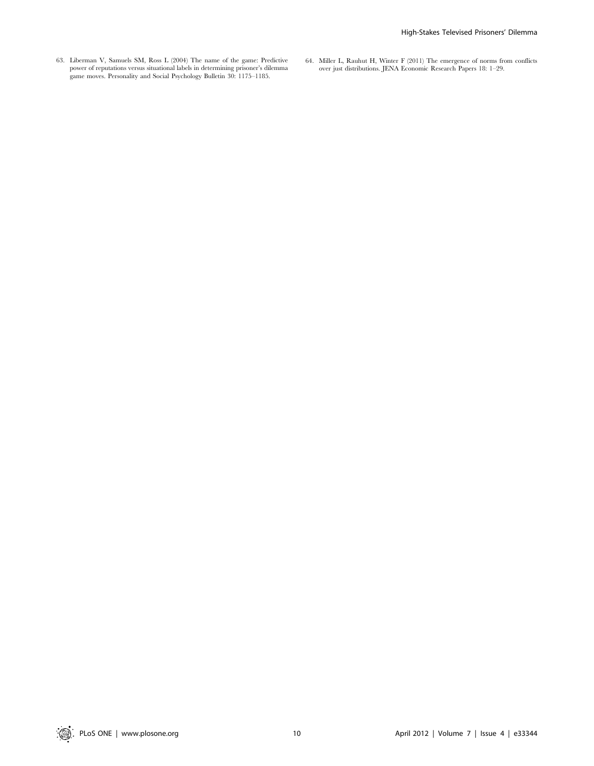63. Liberman V, Samuels SM, Ross L (2004) The name of the game: Predictive power of reputations versus situational labels in determining prisoner's dilemma game moves. Personality and Social Psychology Bulletin 30: 1175–1185.

64. Miller L, Rauhut H, Winter F (2011) The emergence of norms from conflicts over just distributions. JENA Economic Research Papers 18: 1–29.